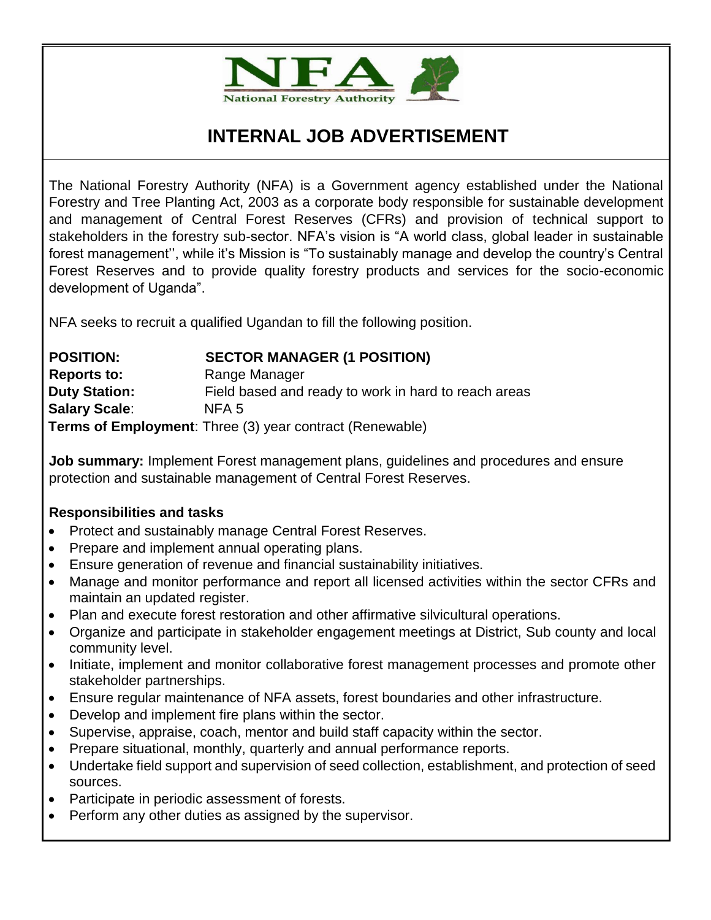NFA
National Forestry Authority

# INTERNAL JOB ADVERTISEMENT

The National Forestry Authority (NFA) is a Government agency established under the National Forestry and Tree Planting Act, 2003 as a corporate body responsible for sustainable development and management of Central Forest Reserves (CFRs) and provision of technical support to stakeholders in the forestry sub-sector. NFA's vision is "A world class, global leader in sustainable forest management'', while it's Mission is "To sustainably manage and develop the country's Central Forest Reserves and to provide quality forestry products and services for the socio-economic development of Uganda".

NFA seeks to recruit a qualified Ugandan to fill the following position.

**POSITION:** **SECTOR MANAGER (1 POSITION)**
**Reports to:** Range Manager
**Duty Station:** Field based and ready to work in hard to reach areas
**Salary Scale**: NFA 5
**Terms of Employment**: Three (3) year contract (Renewable)

**Job summary:** Implement Forest management plans, guidelines and procedures and ensure protection and sustainable management of Central Forest Reserves.

**Responsibilities and tasks**

- Protect and sustainably manage Central Forest Reserves.
- Prepare and implement annual operating plans.
- Ensure generation of revenue and financial sustainability initiatives.
- Manage and monitor performance and report all licensed activities within the sector CFRs and maintain an updated register.
- Plan and execute forest restoration and other affirmative silvicultural operations.
- Organize and participate in stakeholder engagement meetings at District, Sub county and local community level.
- Initiate, implement and monitor collaborative forest management processes and promote other stakeholder partnerships.
- Ensure regular maintenance of NFA assets, forest boundaries and other infrastructure.
- Develop and implement fire plans within the sector.
- Supervise, appraise, coach, mentor and build staff capacity within the sector.
- Prepare situational, monthly, quarterly and annual performance reports.
- Undertake field support and supervision of seed collection, establishment, and protection of seed sources.
- Participate in periodic assessment of forests.
- Perform any other duties as assigned by the supervisor.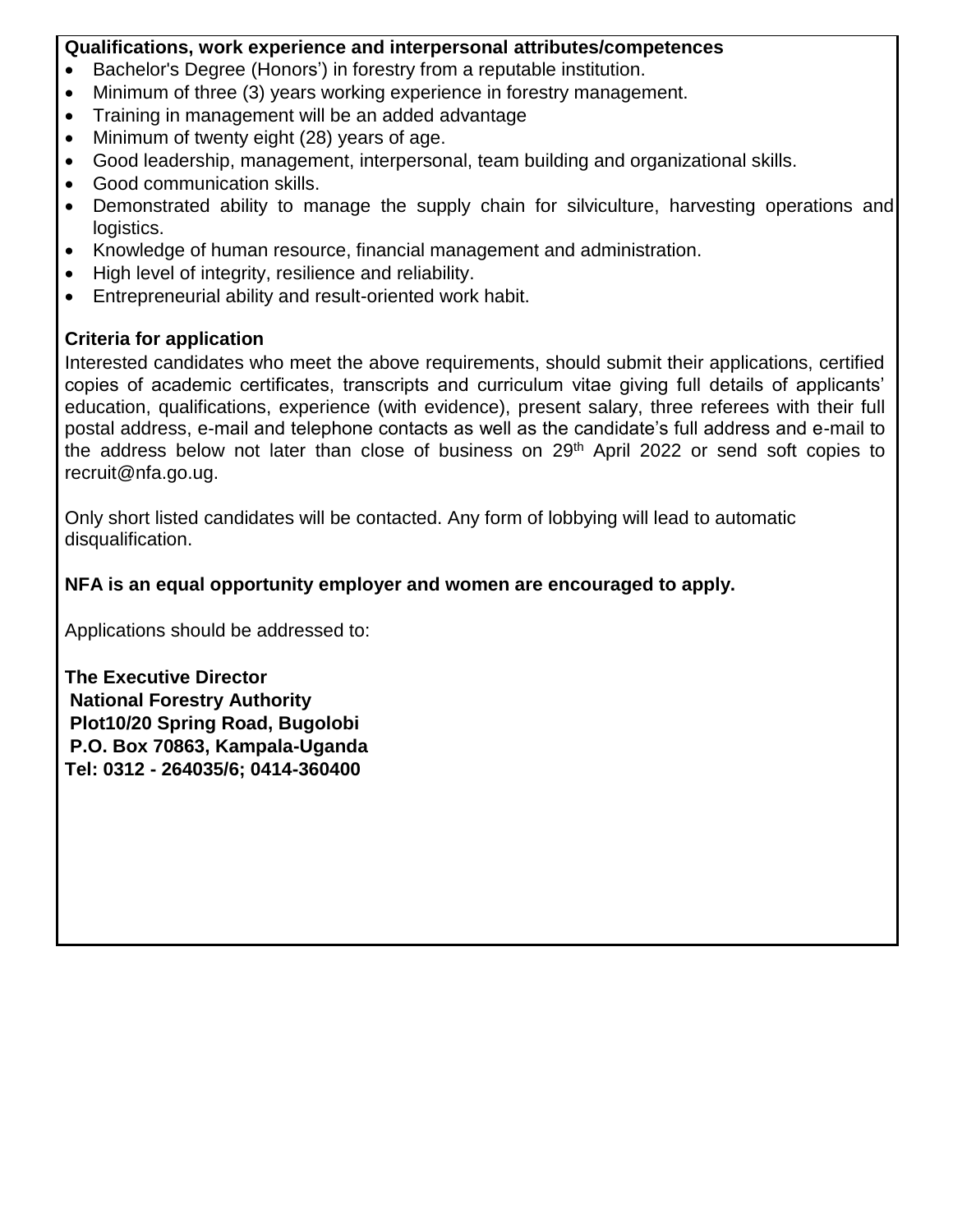**Qualifications, work experience and interpersonal attributes/competences**

- Bachelor's Degree (Honors') in forestry from a reputable institution.
- Minimum of three (3) years working experience in forestry management.
- Training in management will be an added advantage
- Minimum of twenty eight (28) years of age.
- Good leadership, management, interpersonal, team building and organizational skills.
- Good communication skills.
- Demonstrated ability to manage the supply chain for silviculture, harvesting operations and logistics.
- Knowledge of human resource, financial management and administration.
- High level of integrity, resilience and reliability.
- Entrepreneurial ability and result-oriented work habit.

**Criteria for application**

Interested candidates who meet the above requirements, should submit their applications, certified copies of academic certificates, transcripts and curriculum vitae giving full details of applicants' education, qualifications, experience (with evidence), present salary, three referees with their full postal address, e-mail and telephone contacts as well as the candidate's full address and e-mail to the address below not later than close of business on 29th April 2022 or send soft copies to recruit@nfa.go.ug.

Only short listed candidates will be contacted. Any form of lobbying will lead to automatic disqualification.

**NFA is an equal opportunity employer and women are encouraged to apply.**

Applications should be addressed to:

**The Executive Director**
**National Forestry Authority**
**Plot10/20 Spring Road, Bugolobi**
**P.O. Box 70863, Kampala-Uganda**
**Tel: 0312 - 264035/6; 0414-360400**